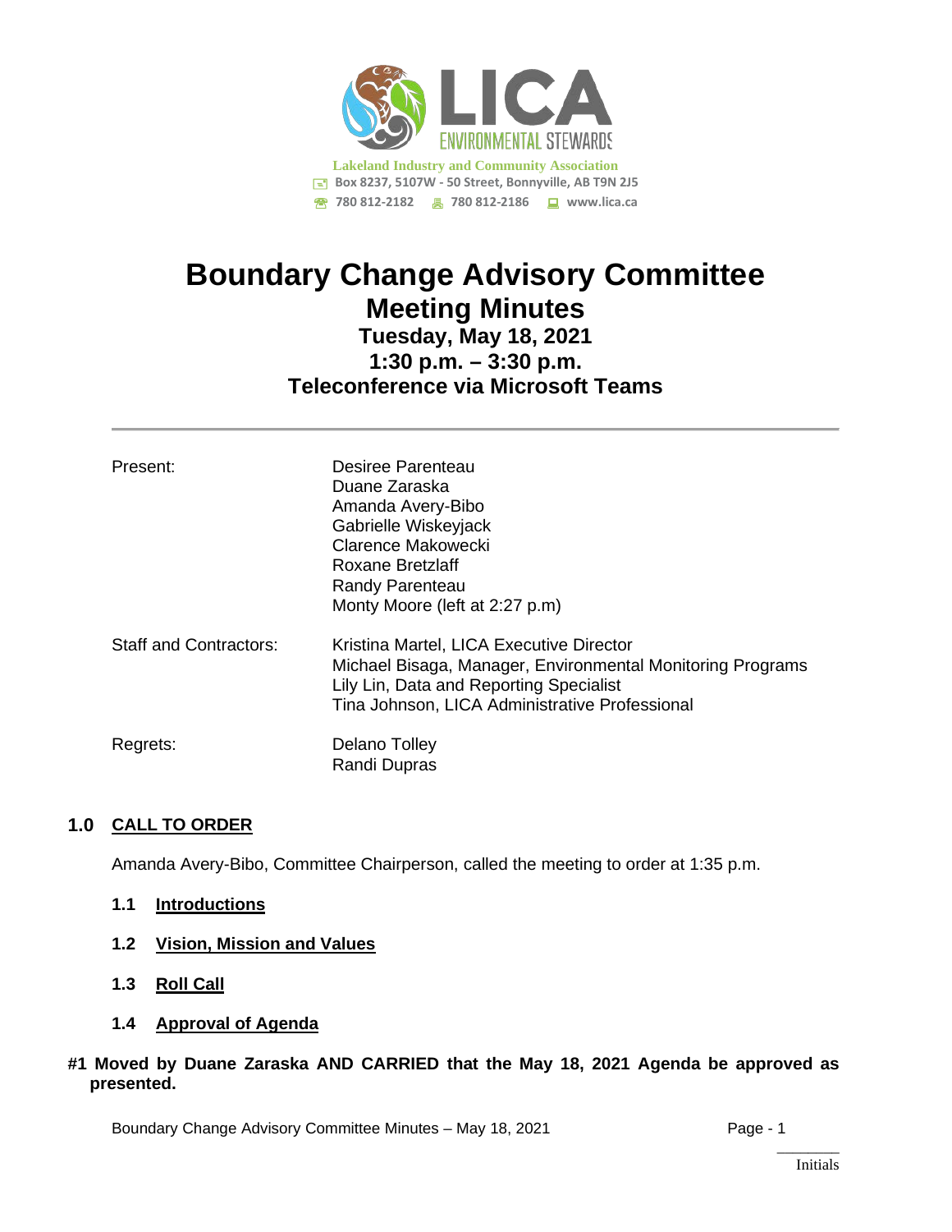Lakeland Industry and Community Association
Box 8237, 5107W - 50 Street, Bonnyville, AB T9N 2J5
780 812-2182  780 812-2186  www.lica.ca

# Boundary Change Advisory Committee
## Meeting Minutes
### Tuesday, May 18, 2021
### 1:30 p.m. – 3:30 p.m.
### Teleconference via Microsoft Teams

---

| | |
|---|---|
| Present: | Desiree Parenteau<br>Duane Zaraska<br>Amanda Avery-Bibo<br>Gabrielle Wiskeyjack<br>Clarence Makowecki<br>Roxane Bretzlaff<br>Randy Parenteau<br>Monty Moore (left at 2:27 p.m) |
| Staff and Contractors: | Kristina Martel, LICA Executive Director<br>Michael Bisaga, Manager, Environmental Monitoring Programs<br>Lily Lin, Data and Reporting Specialist<br>Tina Johnson, LICA Administrative Professional |
| Regrets: | Delano Tolley<br>Randi Dupras |

## 1.0 CALL TO ORDER

Amanda Avery-Bibo, Committee Chairperson, called the meeting to order at 1:35 p.m.

### 1.1 Introductions

### 1.2 Vision, Mission and Values

### 1.3 Roll Call

### 1.4 Approval of Agenda

**#1 Moved by Duane Zaraska AND CARRIED that the May 18, 2021 Agenda be approved as presented.**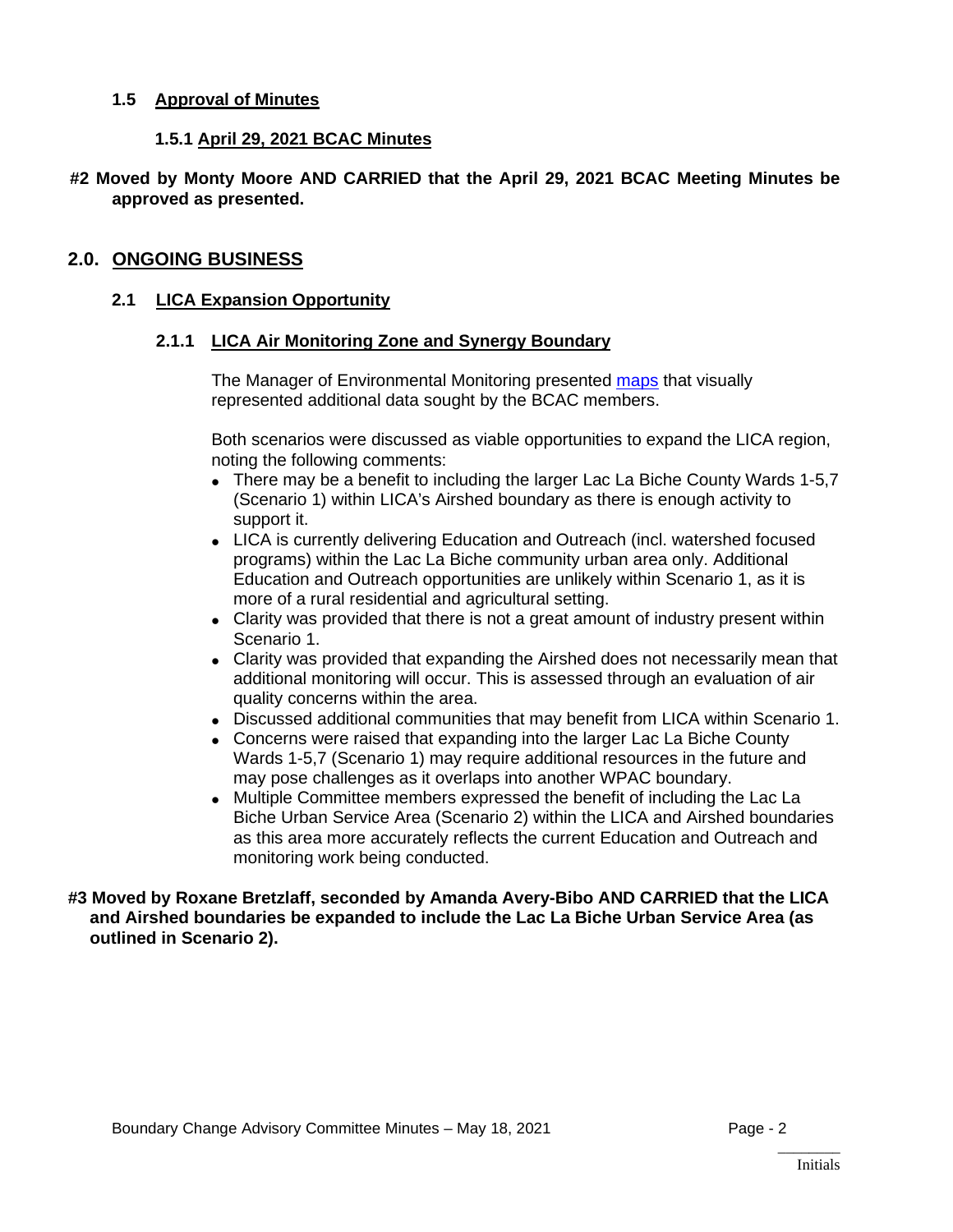### 1.5 Approval of Minutes

#### 1.5.1 April 29, 2021 BCAC Minutes

**#2 Moved by Monty Moore AND CARRIED that the April 29, 2021 BCAC Meeting Minutes be approved as presented.**

## 2.0. ONGOING BUSINESS

### 2.1 LICA Expansion Opportunity

#### 2.1.1 LICA Air Monitoring Zone and Synergy Boundary

The Manager of Environmental Monitoring presented maps that visually represented additional data sought by the BCAC members.

Both scenarios were discussed as viable opportunities to expand the LICA region, noting the following comments:

- There may be a benefit to including the larger Lac La Biche County Wards 1-5,7 (Scenario 1) within LICA's Airshed boundary as there is enough activity to support it.
- LICA is currently delivering Education and Outreach (incl. watershed focused programs) within the Lac La Biche community urban area only. Additional Education and Outreach opportunities are unlikely within Scenario 1, as it is more of a rural residential and agricultural setting.
- Clarity was provided that there is not a great amount of industry present within Scenario 1.
- Clarity was provided that expanding the Airshed does not necessarily mean that additional monitoring will occur. This is assessed through an evaluation of air quality concerns within the area.
- Discussed additional communities that may benefit from LICA within Scenario 1.
- Concerns were raised that expanding into the larger Lac La Biche County Wards 1-5,7 (Scenario 1) may require additional resources in the future and may pose challenges as it overlaps into another WPAC boundary.
- Multiple Committee members expressed the benefit of including the Lac La Biche Urban Service Area (Scenario 2) within the LICA and Airshed boundaries as this area more accurately reflects the current Education and Outreach and monitoring work being conducted.

**#3 Moved by Roxane Bretzlaff, seconded by Amanda Avery-Bibo AND CARRIED that the LICA and Airshed boundaries be expanded to include the Lac La Biche Urban Service Area (as outlined in Scenario 2).**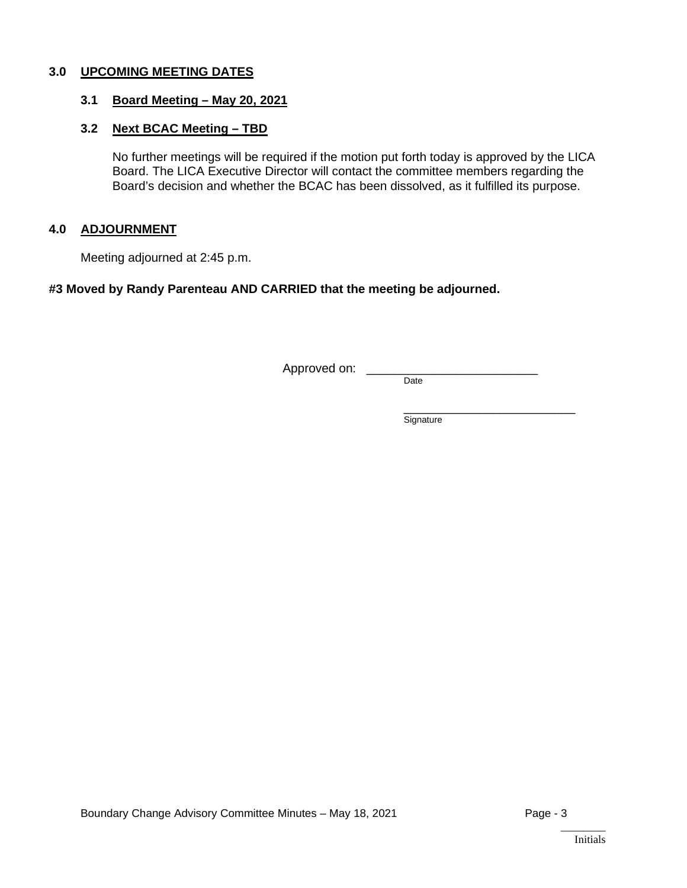## 3.0 UPCOMING MEETING DATES

### 3.1 Board Meeting – May 20, 2021

### 3.2 Next BCAC Meeting – TBD

No further meetings will be required if the motion put forth today is approved by the LICA Board. The LICA Executive Director will contact the committee members regarding the Board's decision and whether the BCAC has been dissolved, as it fulfilled its purpose.

## 4.0 ADJOURNMENT

Meeting adjourned at 2:45 p.m.

**#3 Moved by Randy Parenteau AND CARRIED that the meeting be adjourned.**

Approved on: _________________________
Date

___________________________
Signature

________
Initials